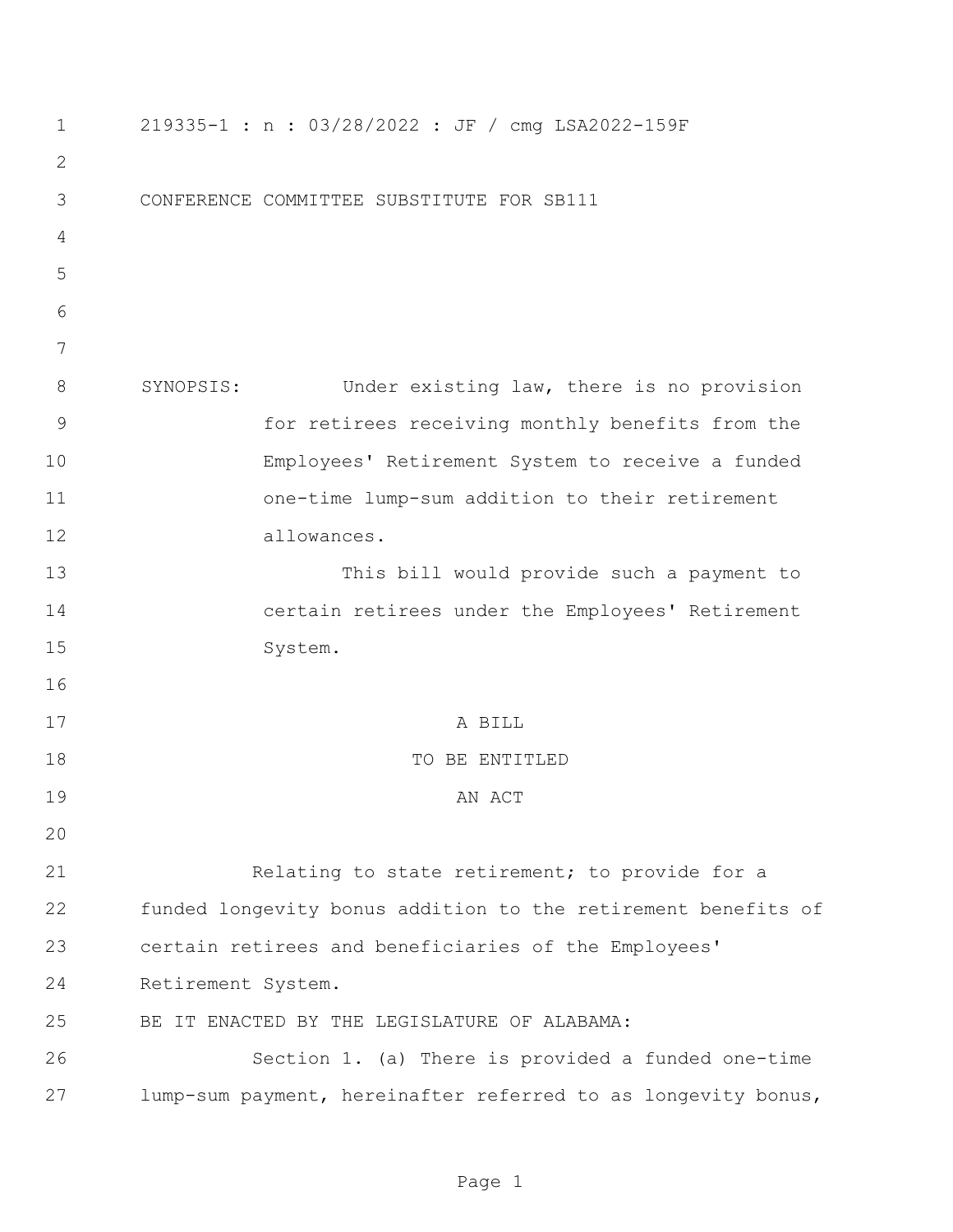219335-1 : n : 03/28/2022 : JF / cmg LSA2022-159F

CONFERENCE COMMITTEE SUBSTITUTE FOR SB111

SYNOPSIS: Under existing law, there is no provision for retirees receiving monthly benefits from the Employees' Retirement System to receive a funded one-time lump-sum addition to their retirement allowances.

This bill would provide such a payment to certain retirees under the Employees' Retirement System.

A BILL

TO BE ENTITLED

AN ACT

Relating to state retirement; to provide for a funded longevity bonus addition to the retirement benefits of certain retirees and beneficiaries of the Employees' Retirement System.

BE IT ENACTED BY THE LEGISLATURE OF ALABAMA:

Section 1. (a) There is provided a funded one-time lump-sum payment, hereinafter referred to as longevity bonus,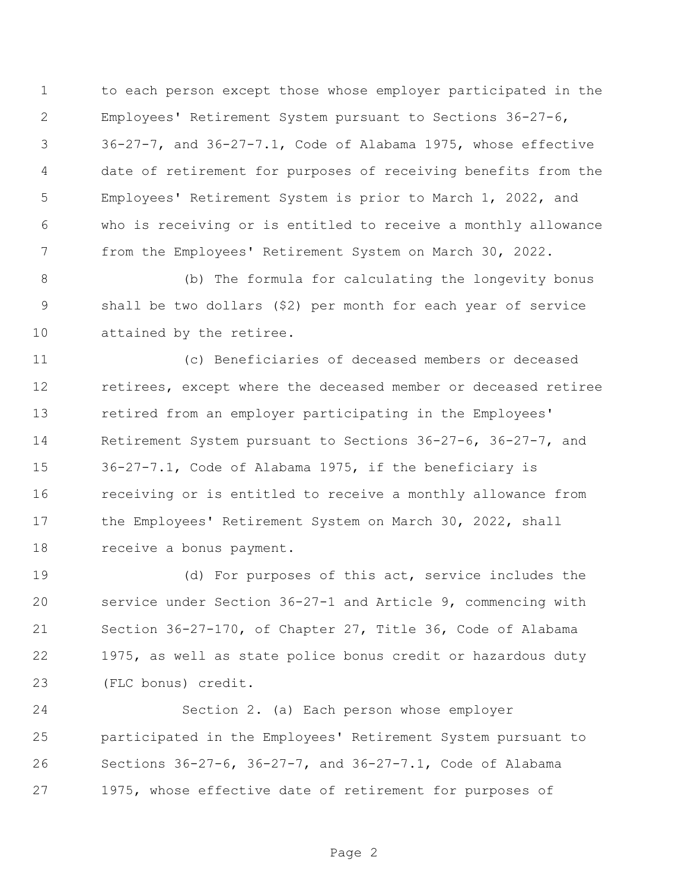to each person except those whose employer participated in the Employees' Retirement System pursuant to Sections 36-27-6, 36-27-7, and 36-27-7.1, Code of Alabama 1975, whose effective date of retirement for purposes of receiving benefits from the Employees' Retirement System is prior to March 1, 2022, and who is receiving or is entitled to receive a monthly allowance from the Employees' Retirement System on March 30, 2022.

(b) The formula for calculating the longevity bonus shall be two dollars ($2) per month for each year of service attained by the retiree.

(c) Beneficiaries of deceased members or deceased retirees, except where the deceased member or deceased retiree retired from an employer participating in the Employees' Retirement System pursuant to Sections 36-27-6, 36-27-7, and 36-27-7.1, Code of Alabama 1975, if the beneficiary is receiving or is entitled to receive a monthly allowance from the Employees' Retirement System on March 30, 2022, shall receive a bonus payment.

(d) For purposes of this act, service includes the service under Section 36-27-1 and Article 9, commencing with Section 36-27-170, of Chapter 27, Title 36, Code of Alabama 1975, as well as state police bonus credit or hazardous duty (FLC bonus) credit.

Section 2. (a) Each person whose employer participated in the Employees' Retirement System pursuant to Sections 36-27-6, 36-27-7, and 36-27-7.1, Code of Alabama 1975, whose effective date of retirement for purposes of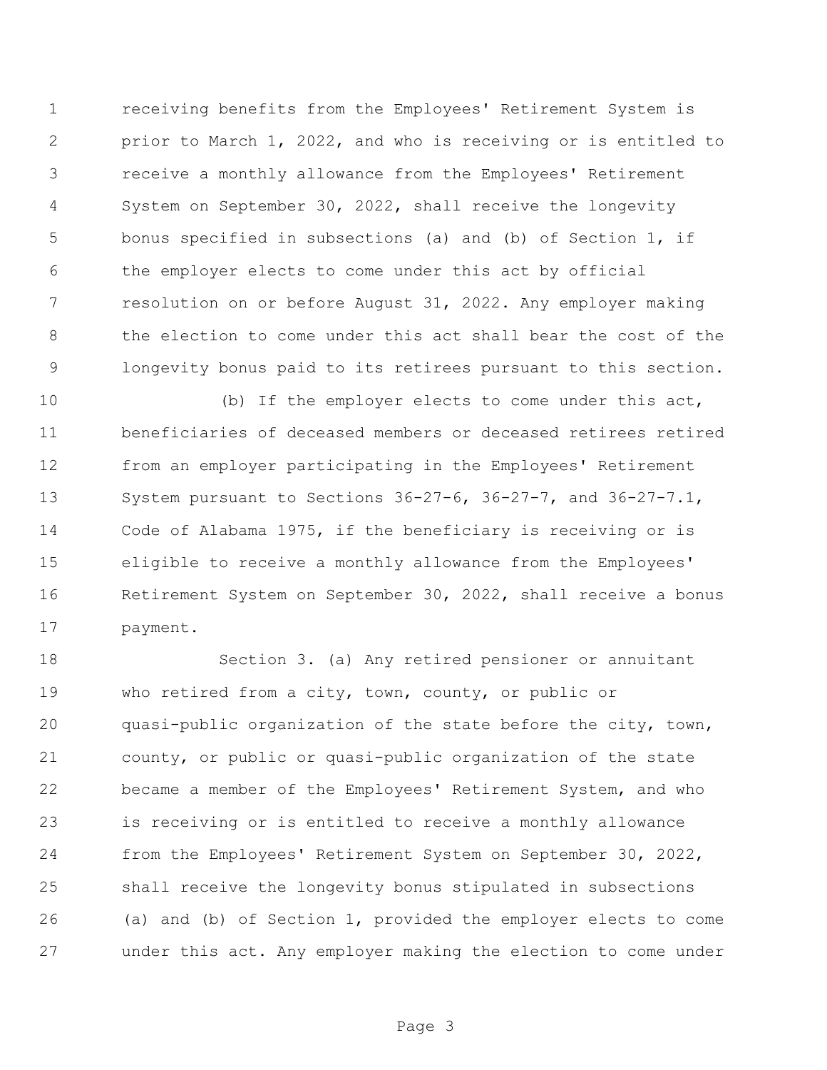receiving benefits from the Employees' Retirement System is prior to March 1, 2022, and who is receiving or is entitled to receive a monthly allowance from the Employees' Retirement System on September 30, 2022, shall receive the longevity bonus specified in subsections (a) and (b) of Section 1, if the employer elects to come under this act by official resolution on or before August 31, 2022. Any employer making the election to come under this act shall bear the cost of the longevity bonus paid to its retirees pursuant to this section.

(b) If the employer elects to come under this act, beneficiaries of deceased members or deceased retirees retired from an employer participating in the Employees' Retirement System pursuant to Sections 36-27-6, 36-27-7, and 36-27-7.1, Code of Alabama 1975, if the beneficiary is receiving or is eligible to receive a monthly allowance from the Employees' Retirement System on September 30, 2022, shall receive a bonus payment.

Section 3. (a) Any retired pensioner or annuitant who retired from a city, town, county, or public or quasi-public organization of the state before the city, town, county, or public or quasi-public organization of the state became a member of the Employees' Retirement System, and who is receiving or is entitled to receive a monthly allowance from the Employees' Retirement System on September 30, 2022, shall receive the longevity bonus stipulated in subsections (a) and (b) of Section 1, provided the employer elects to come under this act. Any employer making the election to come under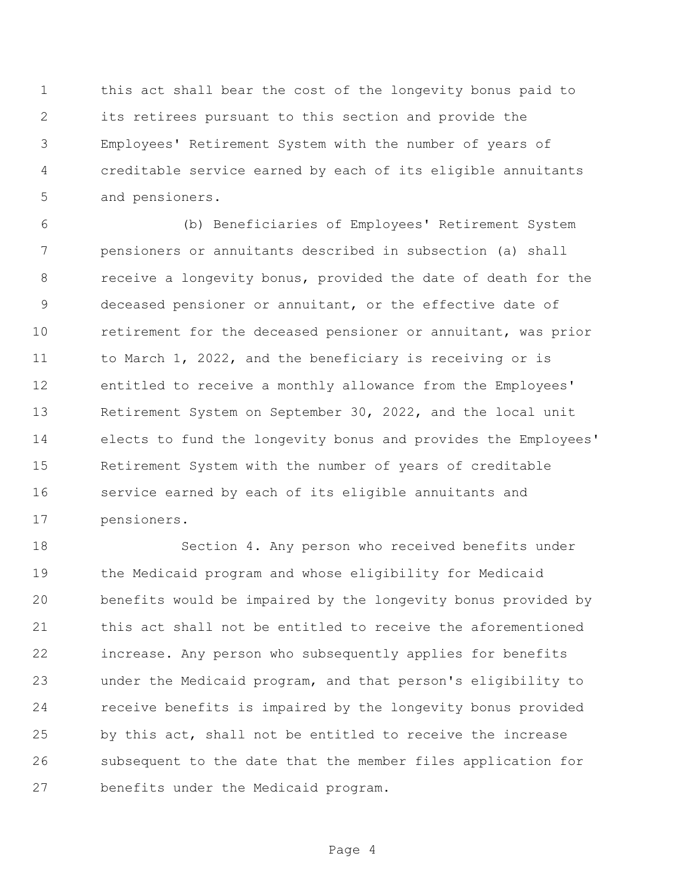this act shall bear the cost of the longevity bonus paid to its retirees pursuant to this section and provide the Employees' Retirement System with the number of years of creditable service earned by each of its eligible annuitants and pensioners.

(b) Beneficiaries of Employees' Retirement System pensioners or annuitants described in subsection (a) shall receive a longevity bonus, provided the date of death for the deceased pensioner or annuitant, or the effective date of retirement for the deceased pensioner or annuitant, was prior to March 1, 2022, and the beneficiary is receiving or is entitled to receive a monthly allowance from the Employees' Retirement System on September 30, 2022, and the local unit elects to fund the longevity bonus and provides the Employees' Retirement System with the number of years of creditable service earned by each of its eligible annuitants and pensioners.

Section 4. Any person who received benefits under the Medicaid program and whose eligibility for Medicaid benefits would be impaired by the longevity bonus provided by this act shall not be entitled to receive the aforementioned increase. Any person who subsequently applies for benefits under the Medicaid program, and that person's eligibility to receive benefits is impaired by the longevity bonus provided by this act, shall not be entitled to receive the increase subsequent to the date that the member files application for benefits under the Medicaid program.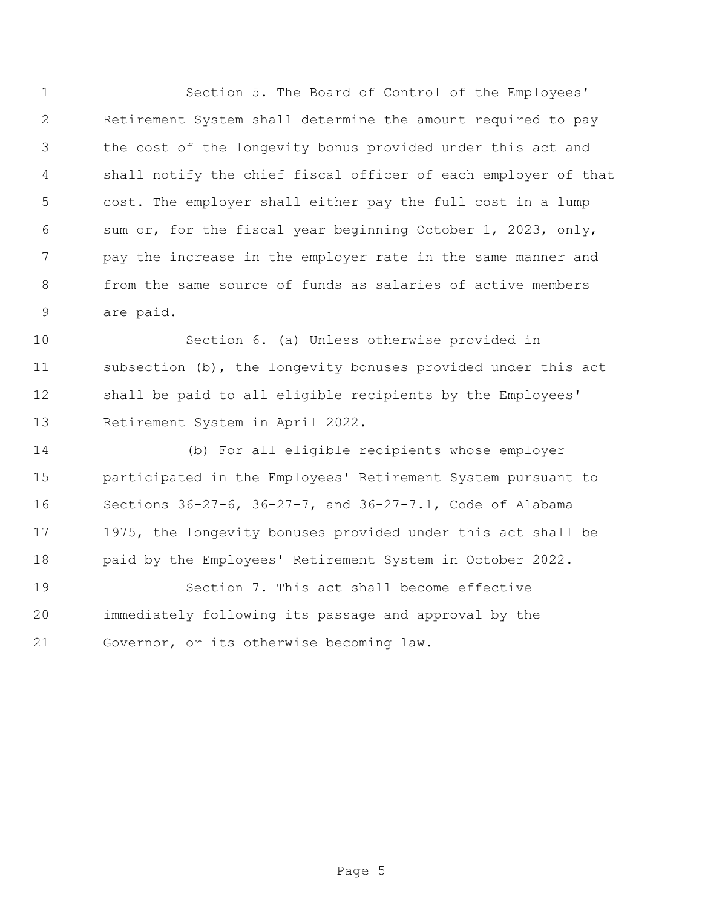Section 5. The Board of Control of the Employees' Retirement System shall determine the amount required to pay the cost of the longevity bonus provided under this act and shall notify the chief fiscal officer of each employer of that cost. The employer shall either pay the full cost in a lump sum or, for the fiscal year beginning October 1, 2023, only, pay the increase in the employer rate in the same manner and from the same source of funds as salaries of active members are paid.

Section 6. (a) Unless otherwise provided in subsection (b), the longevity bonuses provided under this act shall be paid to all eligible recipients by the Employees' Retirement System in April 2022.

(b) For all eligible recipients whose employer participated in the Employees' Retirement System pursuant to Sections 36-27-6, 36-27-7, and 36-27-7.1, Code of Alabama 1975, the longevity bonuses provided under this act shall be paid by the Employees' Retirement System in October 2022.

Section 7. This act shall become effective immediately following its passage and approval by the Governor, or its otherwise becoming law.